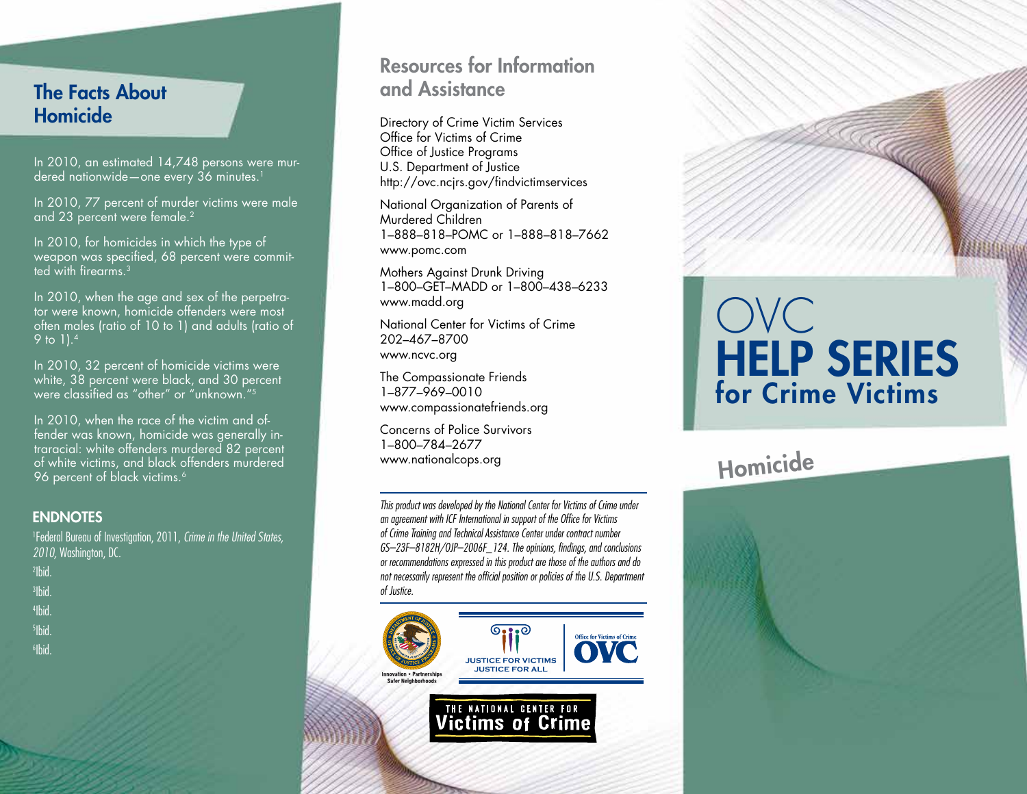## The Facts About Homicide

In 2010, an estimated 14,748 persons were murdered nationwide—one every 36 minutes.[1]

In 2010, 77 percent of murder victims were male and 23 percent were female.[2]

In 2010, for homicides in which the type of weapon was specified, 68 percent were committed with firearms.[3]

In 2010, when the age and sex of the perpetrator were known, homicide offenders were most often males (ratio of 10 to 1) and adults (ratio of 9 to 1).[4]

In 2010, 32 percent of homicide victims were white, 38 percent were black, and 30 percent were classified as "other" or "unknown."[5]

In 2010, when the race of the victim and offender was known, homicide was generally intraracial: white offenders murdered 82 percent of white victims, and black offenders murdered 96 percent of black victims.[6]

### ENDNOTES

[1]Federal Bureau of Investigation, 2011, *Crime in the United States, 2010,* Washington, DC.

[2]Ibid.

[3]Ibid.

[4]Ibid.

[5]Ibid.

[6]Ibid.

## Resources for Information and Assistance

Directory of Crime Victim Services
Office for Victims of Crime
Office of Justice Programs
U.S. Department of Justice
http://ovc.ncjrs.gov/findvictimservices

National Organization of Parents of Murdered Children
1–888–818–POMC or 1–888–818–7662
www.pomc.com

Mothers Against Drunk Driving
1–800–GET–MADD or 1–800–438–6233
www.madd.org

National Center for Victims of Crime
202–467–8700
www.ncvc.org

The Compassionate Friends
1–877–969–0010
www.compassionatefriends.org

Concerns of Police Survivors
1–800–784–2677
www.nationalcops.org

*This product was developed by the National Center for Victims of Crime under an agreement with ICF International in support of the Office for Victims of Crime Training and Technical Assistance Center under contract number GS–23F–8182H/OJP–2006F_124. The opinions, findings, and conclusions or recommendations expressed in this product are those of the authors and do not necessarily represent the official position or policies of the U.S. Department of Justice.*

Innovation • Partnerships
Safer Neighborhoods

JUSTICE FOR VICTIMS
JUSTICE FOR ALL

Office for Victims of Crime
OVC

THE NATIONAL CENTER FOR
Victims of Crime

# OVC HELP SERIES for Crime Victims

## Homicide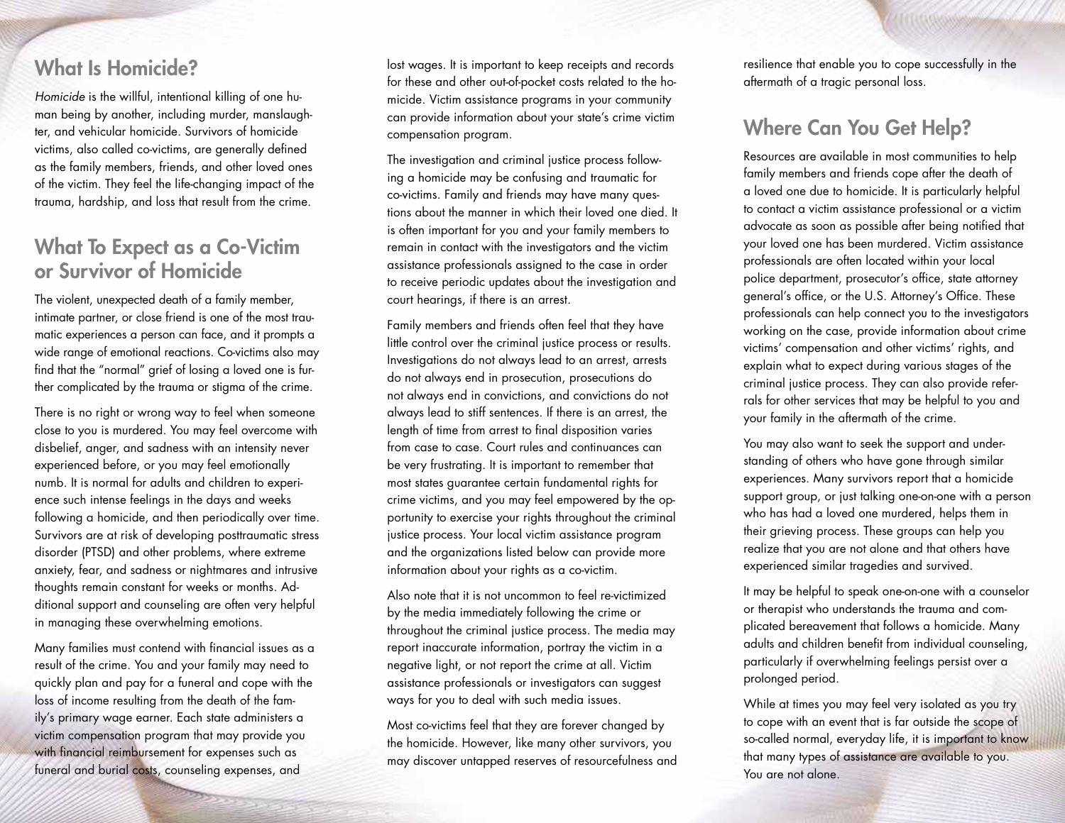## What Is Homicide?

*Homicide* is the willful, intentional killing of one human being by another, including murder, manslaughter, and vehicular homicide. Survivors of homicide victims, also called co-victims, are generally defined as the family members, friends, and other loved ones of the victim. They feel the life-changing impact of the trauma, hardship, and loss that result from the crime.

## What To Expect as a Co-Victim or Survivor of Homicide

The violent, unexpected death of a family member, intimate partner, or close friend is one of the most traumatic experiences a person can face, and it prompts a wide range of emotional reactions. Co-victims also may find that the "normal" grief of losing a loved one is further complicated by the trauma or stigma of the crime.

There is no right or wrong way to feel when someone close to you is murdered. You may feel overcome with disbelief, anger, and sadness with an intensity never experienced before, or you may feel emotionally numb. It is normal for adults and children to experience such intense feelings in the days and weeks following a homicide, and then periodically over time. Survivors are at risk of developing posttraumatic stress disorder (PTSD) and other problems, where extreme anxiety, fear, and sadness or nightmares and intrusive thoughts remain constant for weeks or months. Additional support and counseling are often very helpful in managing these overwhelming emotions.

Many families must contend with financial issues as a result of the crime. You and your family may need to quickly plan and pay for a funeral and cope with the loss of income resulting from the death of the family's primary wage earner. Each state administers a victim compensation program that may provide you with financial reimbursement for expenses such as funeral and burial costs, counseling expenses, and lost wages. It is important to keep receipts and records for these and other out-of-pocket costs related to the homicide. Victim assistance programs in your community can provide information about your state's crime victim compensation program.

The investigation and criminal justice process following a homicide may be confusing and traumatic for co-victims. Family and friends may have many questions about the manner in which their loved one died. It is often important for you and your family members to remain in contact with the investigators and the victim assistance professionals assigned to the case in order to receive periodic updates about the investigation and court hearings, if there is an arrest.

Family members and friends often feel that they have little control over the criminal justice process or results. Investigations do not always lead to an arrest, arrests do not always end in prosecution, prosecutions do not always end in convictions, and convictions do not always lead to stiff sentences. If there is an arrest, the length of time from arrest to final disposition varies from case to case. Court rules and continuances can be very frustrating. It is important to remember that most states guarantee certain fundamental rights for crime victims, and you may feel empowered by the opportunity to exercise your rights throughout the criminal justice process. Your local victim assistance program and the organizations listed below can provide more information about your rights as a co-victim.

Also note that it is not uncommon to feel re-victimized by the media immediately following the crime or throughout the criminal justice process. The media may report inaccurate information, portray the victim in a negative light, or not report the crime at all. Victim assistance professionals or investigators can suggest ways for you to deal with such media issues.

Most co-victims feel that they are forever changed by the homicide. However, like many other survivors, you may discover untapped reserves of resourcefulness and resilience that enable you to cope successfully in the aftermath of a tragic personal loss.

## Where Can You Get Help?

Resources are available in most communities to help family members and friends cope after the death of a loved one due to homicide. It is particularly helpful to contact a victim assistance professional or a victim advocate as soon as possible after being notified that your loved one has been murdered. Victim assistance professionals are often located within your local police department, prosecutor's office, state attorney general's office, or the U.S. Attorney's Office. These professionals can help connect you to the investigators working on the case, provide information about crime victims' compensation and other victims' rights, and explain what to expect during various stages of the criminal justice process. They can also provide referrals for other services that may be helpful to you and your family in the aftermath of the crime.

You may also want to seek the support and understanding of others who have gone through similar experiences. Many survivors report that a homicide support group, or just talking one-on-one with a person who has had a loved one murdered, helps them in their grieving process. These groups can help you realize that you are not alone and that others have experienced similar tragedies and survived.

It may be helpful to speak one-on-one with a counselor or therapist who understands the trauma and complicated bereavement that follows a homicide. Many adults and children benefit from individual counseling, particularly if overwhelming feelings persist over a prolonged period.

While at times you may feel very isolated as you try to cope with an event that is far outside the scope of so-called normal, everyday life, it is important to know that many types of assistance are available to you. You are not alone.